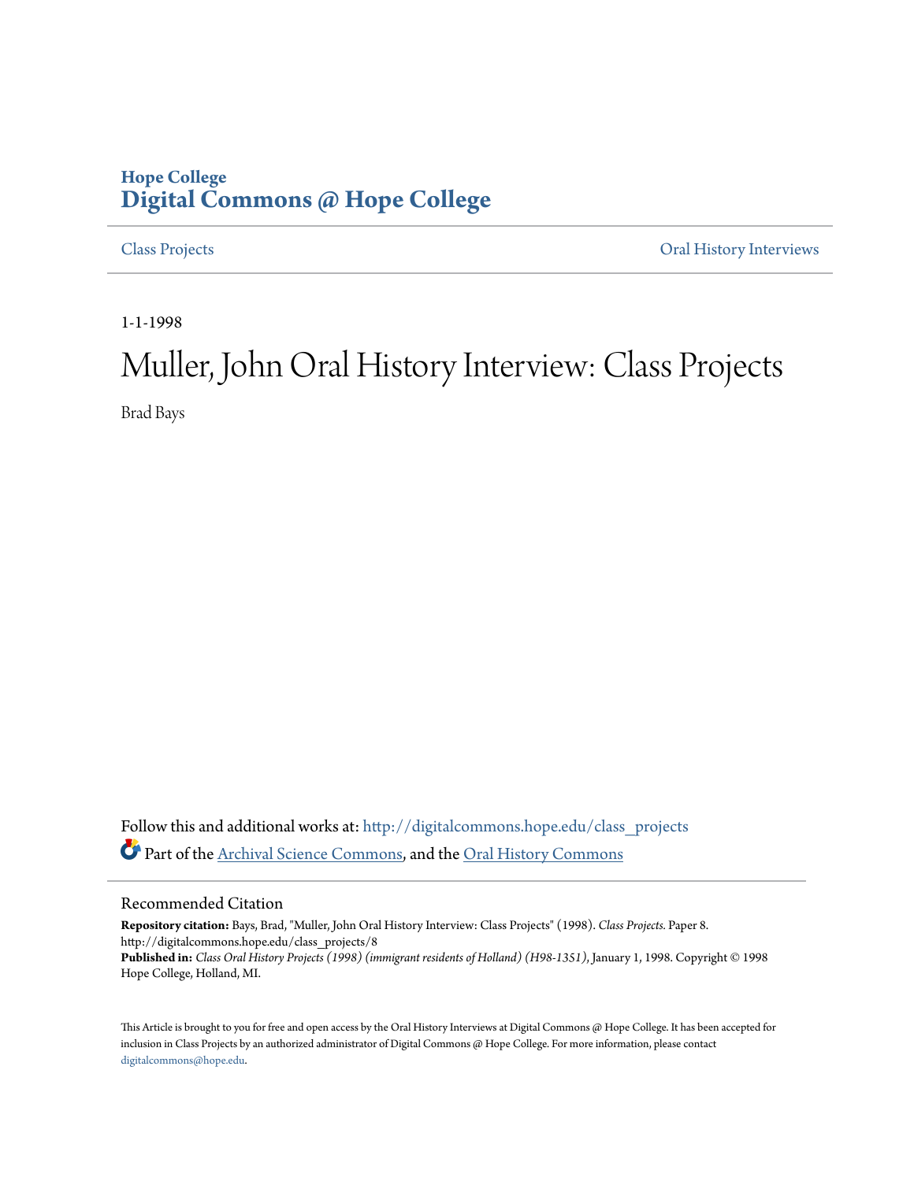Hope College
**Digital Commons @ Hope College**

Class Projects | Oral History Interviews

1-1-1998

# Muller, John Oral History Interview: Class Projects

Brad Bays

Follow this and additional works at: http://digitalcommons.hope.edu/class_projects

Part of the Archival Science Commons, and the Oral History Commons

## Recommended Citation

**Repository citation:** Bays, Brad, "Muller, John Oral History Interview: Class Projects" (1998). *Class Projects.* Paper 8.
http://digitalcommons.hope.edu/class_projects/8

**Published in:** *Class Oral History Projects (1998) (immigrant residents of Holland) (H98-1351)*, January 1, 1998. Copyright © 1998 Hope College, Holland, MI.

This Article is brought to you for free and open access by the Oral History Interviews at Digital Commons @ Hope College. It has been accepted for inclusion in Class Projects by an authorized administrator of Digital Commons @ Hope College. For more information, please contact digitalcommons@hope.edu.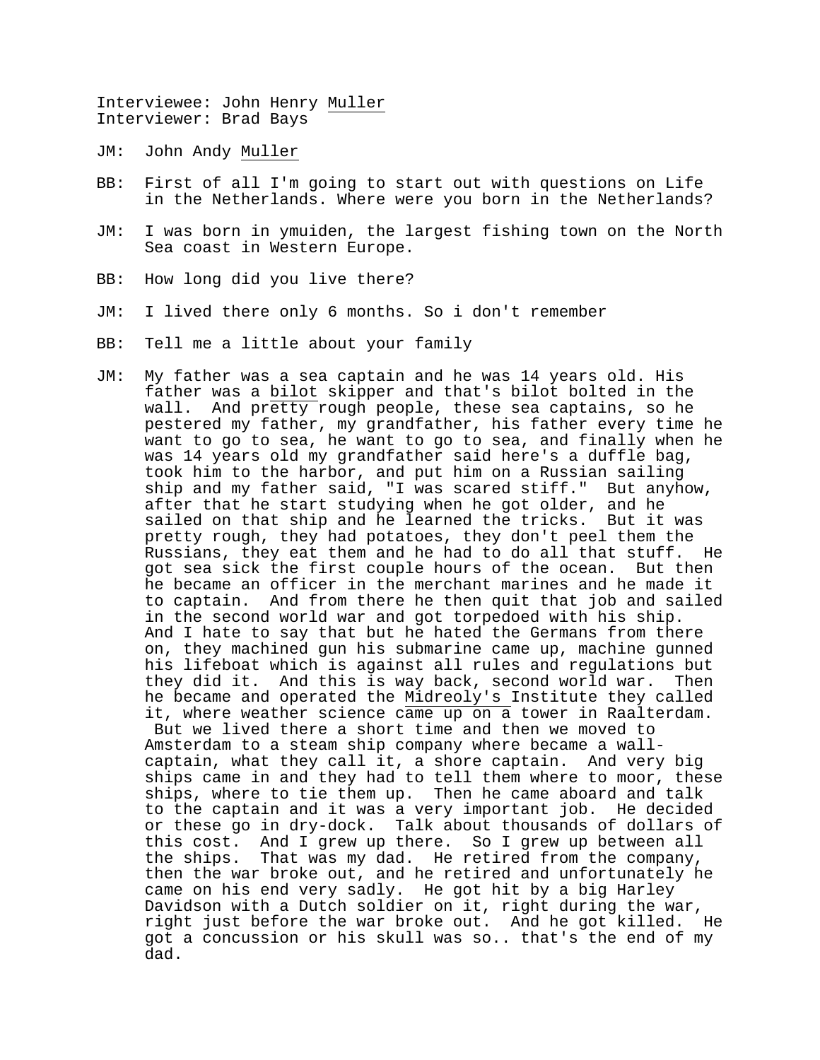Interviewee: John Henry Muller
Interviewer: Brad Bays

JM: John Andy Muller

BB: First of all I'm going to start out with questions on Life in the Netherlands. Where were you born in the Netherlands?

JM: I was born in ymuiden, the largest fishing town on the North Sea coast in Western Europe.

BB: How long did you live there?

JM: I lived there only 6 months. So i don't remember

BB: Tell me a little about your family

JM: My father was a sea captain and he was 14 years old. His father was a bilot skipper and that's bilot bolted in the wall. And pretty rough people, these sea captains, so he pestered my father, my grandfather, his father every time he want to go to sea, he want to go to sea, and finally when he was 14 years old my grandfather said here's a duffle bag, took him to the harbor, and put him on a Russian sailing ship and my father said, "I was scared stiff." But anyhow, after that he start studying when he got older, and he sailed on that ship and he learned the tricks. But it was pretty rough, they had potatoes, they don't peel them the Russians, they eat them and he had to do all that stuff. He got sea sick the first couple hours of the ocean. But then he became an officer in the merchant marines and he made it to captain. And from there he then quit that job and sailed in the second world war and got torpedoed with his ship. And I hate to say that but he hated the Germans from there on, they machined gun his submarine came up, machine gunned his lifeboat which is against all rules and regulations but they did it. And this is way back, second world war. Then he became and operated the Midreoly's Institute they called it, where weather science came up on a tower in Raalterdam. But we lived there a short time and then we moved to Amsterdam to a steam ship company where became a wall-captain, what they call it, a shore captain. And very big ships came in and they had to tell them where to moor, these ships, where to tie them up. Then he came aboard and talk to the captain and it was a very important job. He decided or these go in dry-dock. Talk about thousands of dollars of this cost. And I grew up there. So I grew up between all the ships. That was my dad. He retired from the company, then the war broke out, and he retired and unfortunately he came on his end very sadly. He got hit by a big Harley Davidson with a Dutch soldier on it, right during the war, right just before the war broke out. And he got killed. He got a concussion or his skull was so.. that's the end of my dad.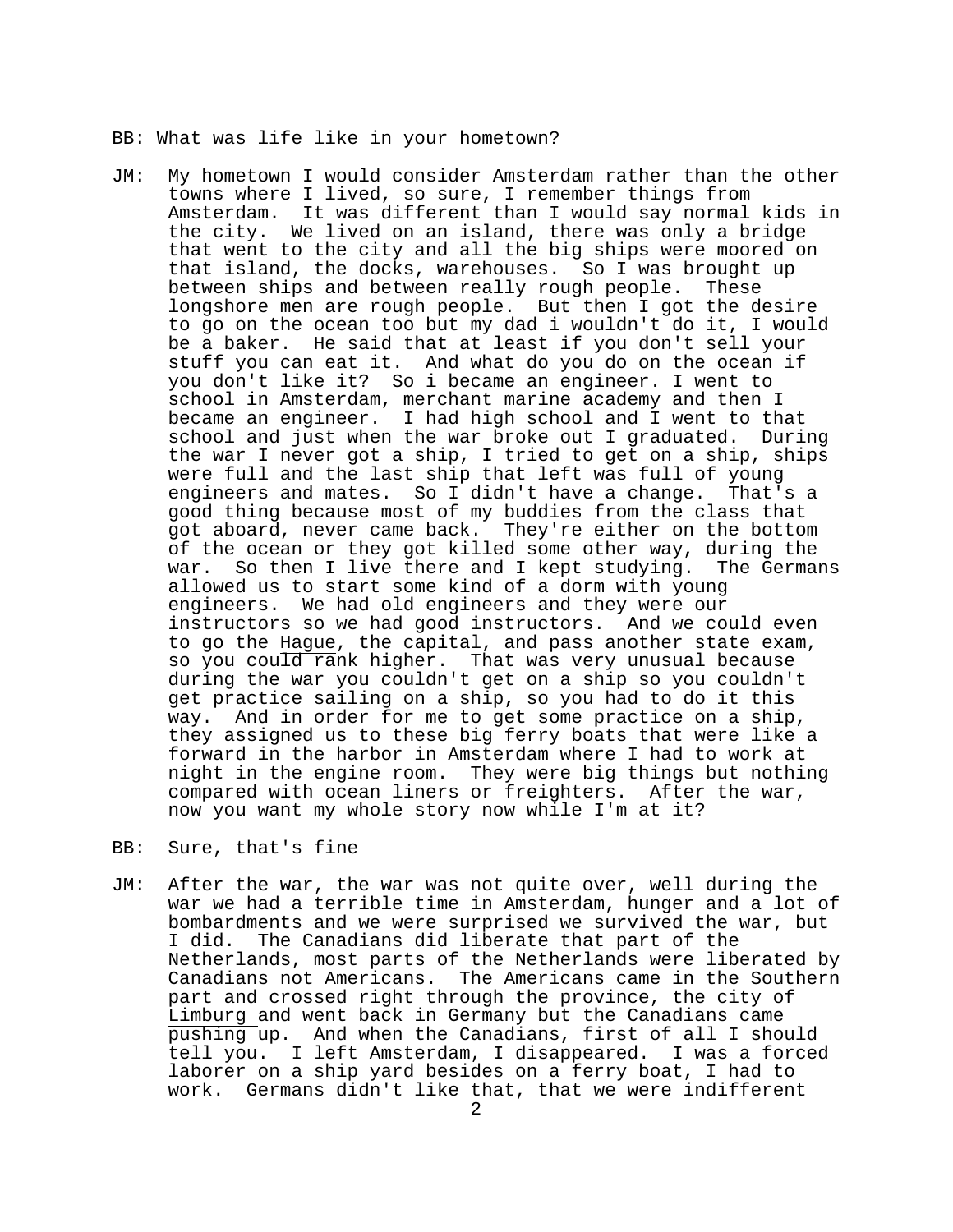BB: What was life like in your hometown?

JM: My hometown I would consider Amsterdam rather than the other towns where I lived, so sure, I remember things from Amsterdam. It was different than I would say normal kids in the city. We lived on an island, there was only a bridge that went to the city and all the big ships were moored on that island, the docks, warehouses. So I was brought up between ships and between really rough people. These longshore men are rough people. But then I got the desire to go on the ocean too but my dad i wouldn't do it, I would be a baker. He said that at least if you don't sell your stuff you can eat it. And what do you do on the ocean if you don't like it? So i became an engineer. I went to school in Amsterdam, merchant marine academy and then I became an engineer. I had high school and I went to that school and just when the war broke out I graduated. During the war I never got a ship, I tried to get on a ship, ships were full and the last ship that left was full of young engineers and mates. So I didn't have a change. That's a good thing because most of my buddies from the class that got aboard, never came back. They're either on the bottom of the ocean or they got killed some other way, during the war. So then I live there and I kept studying. The Germans allowed us to start some kind of a dorm with young engineers. We had old engineers and they were our instructors so we had good instructors. And we could even to go the Hague, the capital, and pass another state exam, so you could rank higher. That was very unusual because during the war you couldn't get on a ship so you couldn't get practice sailing on a ship, so you had to do it this way. And in order for me to get some practice on a ship, they assigned us to these big ferry boats that were like a forward in the harbor in Amsterdam where I had to work at night in the engine room. They were big things but nothing compared with ocean liners or freighters. After the war, now you want my whole story now while I'm at it?

BB: Sure, that's fine

JM: After the war, the war was not quite over, well during the war we had a terrible time in Amsterdam, hunger and a lot of bombardments and we were surprised we survived the war, but I did. The Canadians did liberate that part of the Netherlands, most parts of the Netherlands were liberated by Canadians not Americans. The Americans came in the Southern part and crossed right through the province, the city of Limburg and went back in Germany but the Canadians came pushing up. And when the Canadians, first of all I should tell you. I left Amsterdam, I disappeared. I was a forced laborer on a ship yard besides on a ferry boat, I had to work. Germans didn't like that, that we were indifferent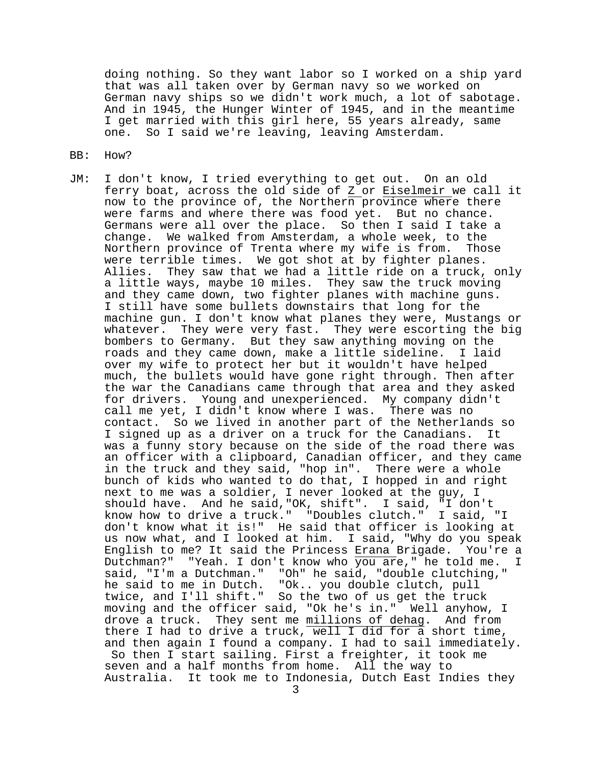doing nothing. So they want labor so I worked on a ship yard that was all taken over by German navy so we worked on German navy ships so we didn't work much, a lot of sabotage. And in 1945, the Hunger Winter of 1945, and in the meantime I get married with this girl here, 55 years already, same one. So I said we're leaving, leaving Amsterdam.

BB: How?

JM: I don't know, I tried everything to get out. On an old ferry boat, across the old side of Z or Eiselmeir we call it now to the province of, the Northern province where there were farms and where there was food yet. But no chance. Germans were all over the place. So then I said I take a change. We walked from Amsterdam, a whole week, to the Northern province of Trenta where my wife is from. Those were terrible times. We got shot at by fighter planes. Allies. They saw that we had a little ride on a truck, only a little ways, maybe 10 miles. They saw the truck moving and they came down, two fighter planes with machine guns. I still have some bullets downstairs that long for the machine gun. I don't know what planes they were, Mustangs or whatever. They were very fast. They were escorting the big bombers to Germany. But they saw anything moving on the roads and they came down, make a little sideline. I laid over my wife to protect her but it wouldn't have helped much, the bullets would have gone right through. Then after the war the Canadians came through that area and they asked for drivers. Young and unexperienced. My company didn't call me yet, I didn't know where I was. There was no contact. So we lived in another part of the Netherlands so I signed up as a driver on a truck for the Canadians. It was a funny story because on the side of the road there was an officer with a clipboard, Canadian officer, and they came in the truck and they said, "hop in". There were a whole bunch of kids who wanted to do that, I hopped in and right next to me was a soldier, I never looked at the guy, I should have. And he said,"OK, shift". I said, "I don't know how to drive a truck." "Doubles clutch." I said, "I don't know what it is!" He said that officer is looking at us now what, and I looked at him. I said, "Why do you speak English to me? It said the Princess Erana Brigade. You're a Dutchman?" "Yeah. I don't know who you are," he told me. I said, "I'm a Dutchman." "Oh" he said, "double clutching," he said to me in Dutch. "Ok.. you double clutch, pull twice, and I'll shift." So the two of us get the truck moving and the officer said, "Ok he's in." Well anyhow, I drove a truck. They sent me millions of dehag. And from there I had to drive a truck, well I did for a short time, and then again I found a company. I had to sail immediately. So then I start sailing. First a freighter, it took me seven and a half months from home. All the way to Australia. It took me to Indonesia, Dutch East Indies they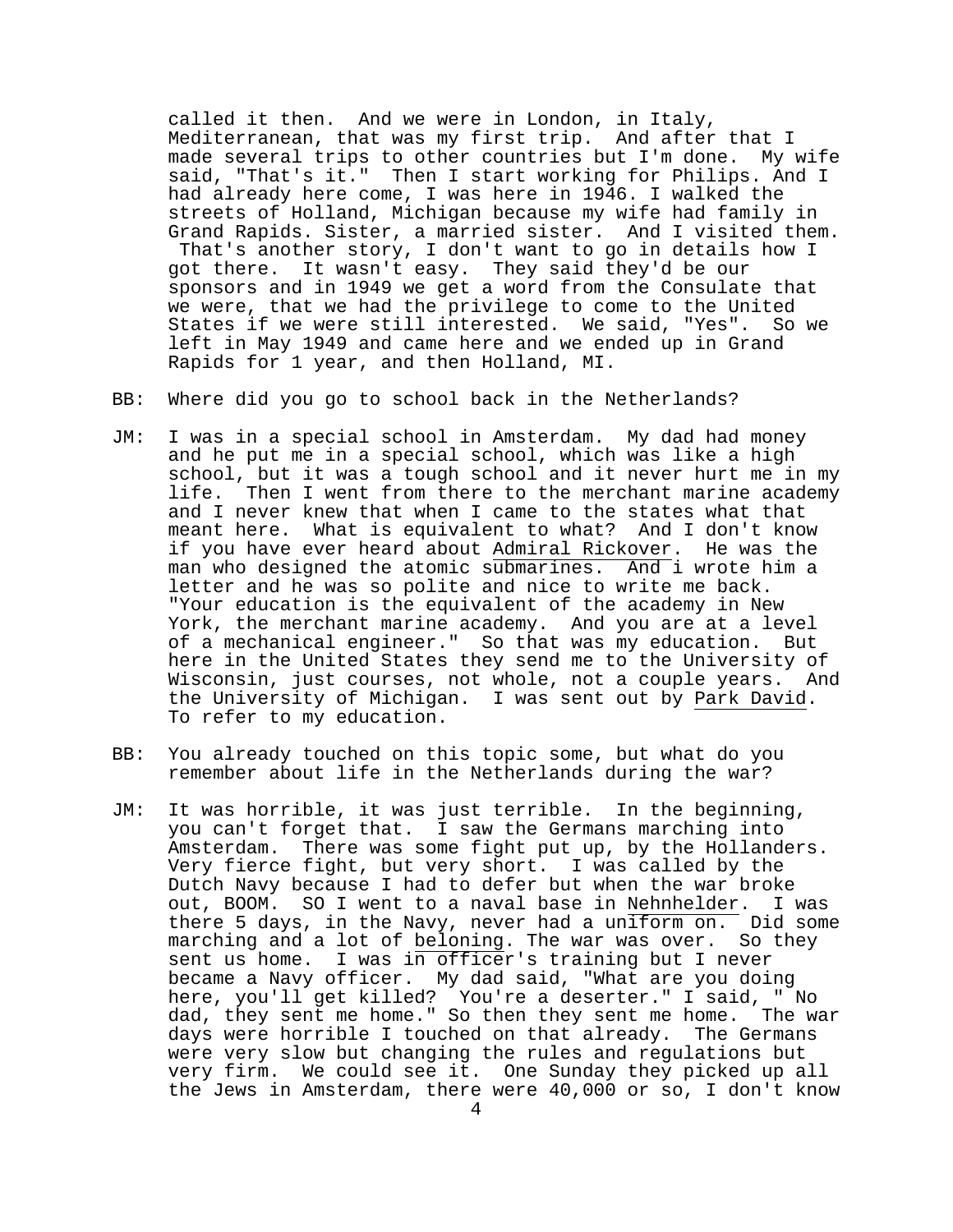called it then. And we were in London, in Italy, Mediterranean, that was my first trip. And after that I made several trips to other countries but I'm done. My wife said, "That's it." Then I start working for Philips. And I had already here come, I was here in 1946. I walked the streets of Holland, Michigan because my wife had family in Grand Rapids. Sister, a married sister. And I visited them. That's another story, I don't want to go in details how I got there. It wasn't easy. They said they'd be our sponsors and in 1949 we get a word from the Consulate that we were, that we had the privilege to come to the United States if we were still interested. We said, "Yes". So we left in May 1949 and came here and we ended up in Grand Rapids for 1 year, and then Holland, MI.

BB: Where did you go to school back in the Netherlands?

JM: I was in a special school in Amsterdam. My dad had money and he put me in a special school, which was like a high school, but it was a tough school and it never hurt me in my life. Then I went from there to the merchant marine academy and I never knew that when I came to the states what that meant here. What is equivalent to what? And I don't know if you have ever heard about <u>Admiral Rickover</u>. He was the man who designed the atomic submarines. And i wrote him a letter and he was so polite and nice to write me back. "Your education is the equivalent of the academy in New York, the merchant marine academy. And you are at a level of a mechanical engineer." So that was my education. But here in the United States they send me to the University of Wisconsin, just courses, not whole, not a couple years. And the University of Michigan. I was sent out by <u>Park David</u>. To refer to my education.

BB: You already touched on this topic some, but what do you remember about life in the Netherlands during the war?

JM: It was horrible, it was just terrible. In the beginning, you can't forget that. I saw the Germans marching into Amsterdam. There was some fight put up, by the Hollanders. Very fierce fight, but very short. I was called by the Dutch Navy because I had to defer but when the war broke out, BOOM. SO I went to a naval base in <u>Nehnhelder</u>. I was there 5 days, in the Navy, never had a uniform on. Did some marching and a lot of <u>beloning</u>. The war was over. So they sent us home. I was in officer's training but I never became a Navy officer. My dad said, "What are you doing here, you'll get killed? You're a deserter." I said, " No dad, they sent me home." So then they sent me home. The war days were horrible I touched on that already. The Germans were very slow but changing the rules and regulations but very firm. We could see it. One Sunday they picked up all the Jews in Amsterdam, there were 40,000 or so, I don't know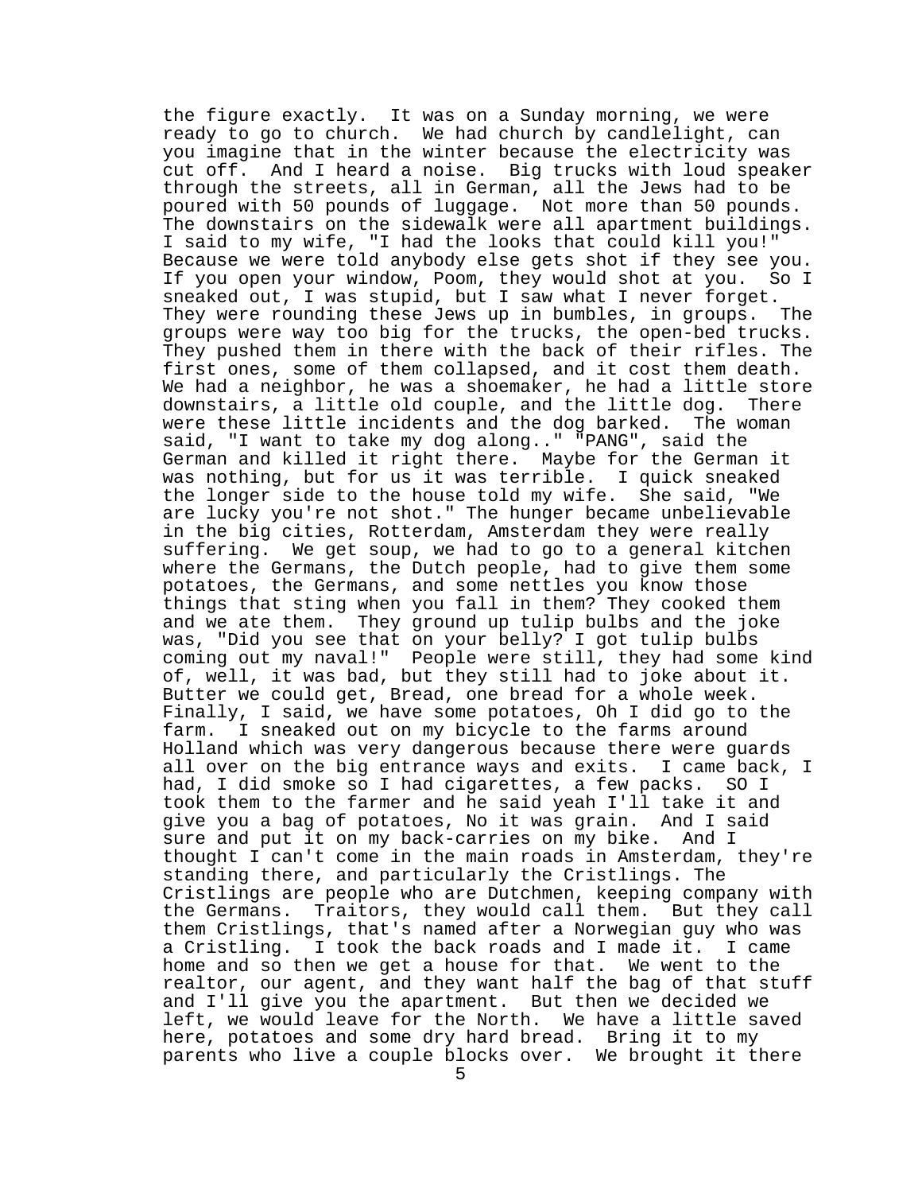the figure exactly. It was on a Sunday morning, we were ready to go to church. We had church by candlelight, can you imagine that in the winter because the electricity was cut off. And I heard a noise. Big trucks with loud speaker through the streets, all in German, all the Jews had to be poured with 50 pounds of luggage. Not more than 50 pounds. The downstairs on the sidewalk were all apartment buildings. I said to my wife, "I had the looks that could kill you!" Because we were told anybody else gets shot if they see you. If you open your window, Poom, they would shot at you. So I sneaked out, I was stupid, but I saw what I never forget. They were rounding these Jews up in bumbles, in groups. The groups were way too big for the trucks, the open-bed trucks. They pushed them in there with the back of their rifles. The first ones, some of them collapsed, and it cost them death. We had a neighbor, he was a shoemaker, he had a little store downstairs, a little old couple, and the little dog. There were these little incidents and the dog barked. The woman said, "I want to take my dog along.." "PANG", said the German and killed it right there. Maybe for the German it was nothing, but for us it was terrible. I quick sneaked the longer side to the house told my wife. She said, "We are lucky you're not shot." The hunger became unbelievable in the big cities, Rotterdam, Amsterdam they were really suffering. We get soup, we had to go to a general kitchen where the Germans, the Dutch people, had to give them some potatoes, the Germans, and some nettles you know those things that sting when you fall in them? They cooked them and we ate them. They ground up tulip bulbs and the joke was, "Did you see that on your belly? I got tulip bulbs coming out my naval!" People were still, they had some kind of, well, it was bad, but they still had to joke about it. Butter we could get, Bread, one bread for a whole week. Finally, I said, we have some potatoes, Oh I did go to the farm. I sneaked out on my bicycle to the farms around Holland which was very dangerous because there were guards all over on the big entrance ways and exits. I came back, I had, I did smoke so I had cigarettes, a few packs. SO I took them to the farmer and he said yeah I'll take it and give you a bag of potatoes, No it was grain. And I said sure and put it on my back-carries on my bike. And I thought I can't come in the main roads in Amsterdam, they're standing there, and particularly the Cristlings. The Cristlings are people who are Dutchmen, keeping company with the Germans. Traitors, they would call them. But they call them Cristlings, that's named after a Norwegian guy who was a Cristling. I took the back roads and I made it. I came home and so then we get a house for that. We went to the realtor, our agent, and they want half the bag of that stuff and I'll give you the apartment. But then we decided we left, we would leave for the North. We have a little saved here, potatoes and some dry hard bread. Bring it to my parents who live a couple blocks over. We brought it there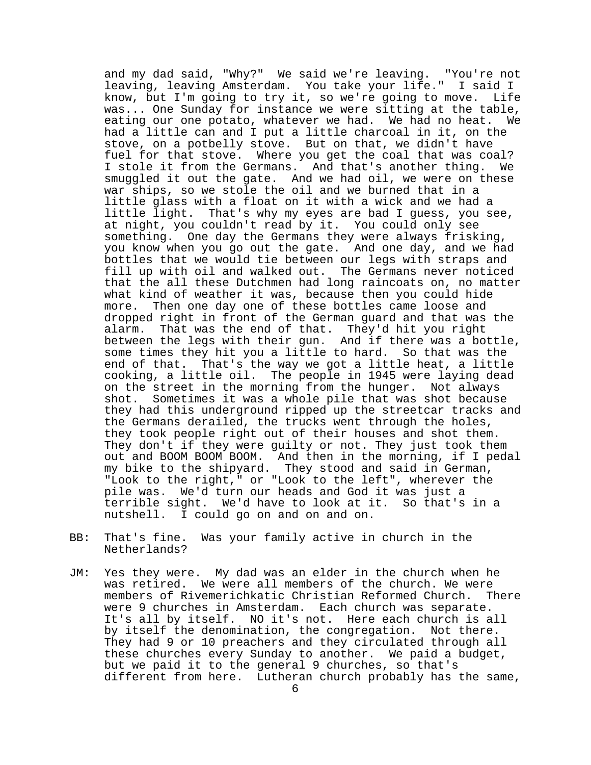and my dad said, "Why?" We said we're leaving. "You're not leaving, leaving Amsterdam. You take your life." I said I know, but I'm going to try it, so we're going to move. Life was... One Sunday for instance we were sitting at the table, eating our one potato, whatever we had. We had no heat. We had a little can and I put a little charcoal in it, on the stove, on a potbelly stove. But on that, we didn't have fuel for that stove. Where you get the coal that was coal? I stole it from the Germans. And that's another thing. We smuggled it out the gate. And we had oil, we were on these war ships, so we stole the oil and we burned that in a little glass with a float on it with a wick and we had a little light. That's why my eyes are bad I guess, you see, at night, you couldn't read by it. You could only see something. One day the Germans they were always frisking, you know when you go out the gate. And one day, and we had bottles that we would tie between our legs with straps and fill up with oil and walked out. The Germans never noticed that the all these Dutchmen had long raincoats on, no matter what kind of weather it was, because then you could hide more. Then one day one of these bottles came loose and dropped right in front of the German guard and that was the alarm. That was the end of that. They'd hit you right between the legs with their gun. And if there was a bottle, some times they hit you a little to hard. So that was the end of that. That's the way we got a little heat, a little cooking, a little oil. The people in 1945 were laying dead on the street in the morning from the hunger. Not always shot. Sometimes it was a whole pile that was shot because they had this underground ripped up the streetcar tracks and the Germans derailed, the trucks went through the holes, they took people right out of their houses and shot them. They don't if they were guilty or not. They just took them out and BOOM BOOM BOOM. And then in the morning, if I pedal my bike to the shipyard. They stood and said in German, "Look to the right," or "Look to the left", wherever the pile was. We'd turn our heads and God it was just a terrible sight. We'd have to look at it. So that's in a nutshell. I could go on and on and on.

BB: That's fine. Was your family active in church in the Netherlands?

JM: Yes they were. My dad was an elder in the church when he was retired. We were all members of the church. We were members of Rivemerichkatic Christian Reformed Church. There were 9 churches in Amsterdam. Each church was separate. It's all by itself. NO it's not. Here each church is all by itself the denomination, the congregation. Not there. They had 9 or 10 preachers and they circulated through all these churches every Sunday to another. We paid a budget, but we paid it to the general 9 churches, so that's different from here. Lutheran church probably has the same,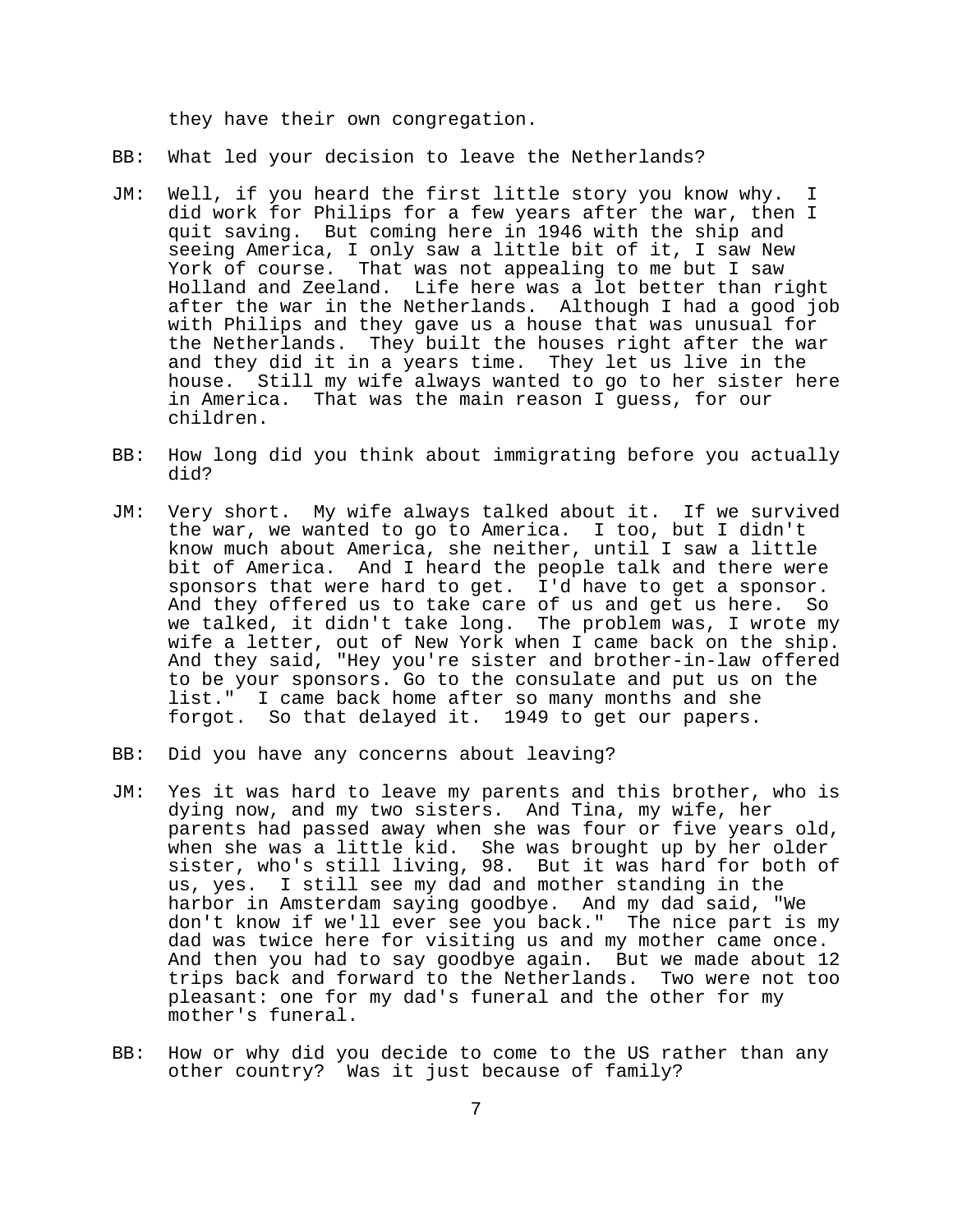they have their own congregation.

BB: What led your decision to leave the Netherlands?

JM: Well, if you heard the first little story you know why. I did work for Philips for a few years after the war, then I quit saving. But coming here in 1946 with the ship and seeing America, I only saw a little bit of it, I saw New York of course. That was not appealing to me but I saw Holland and Zeeland. Life here was a lot better than right after the war in the Netherlands. Although I had a good job with Philips and they gave us a house that was unusual for the Netherlands. They built the houses right after the war and they did it in a years time. They let us live in the house. Still my wife always wanted to go to her sister here in America. That was the main reason I guess, for our children.

BB: How long did you think about immigrating before you actually did?

JM: Very short. My wife always talked about it. If we survived the war, we wanted to go to America. I too, but I didn't know much about America, she neither, until I saw a little bit of America. And I heard the people talk and there were sponsors that were hard to get. I'd have to get a sponsor. And they offered us to take care of us and get us here. So we talked, it didn't take long. The problem was, I wrote my wife a letter, out of New York when I came back on the ship. And they said, "Hey you're sister and brother-in-law offered to be your sponsors. Go to the consulate and put us on the list." I came back home after so many months and she forgot. So that delayed it. 1949 to get our papers.

BB: Did you have any concerns about leaving?

JM: Yes it was hard to leave my parents and this brother, who is dying now, and my two sisters. And Tina, my wife, her parents had passed away when she was four or five years old, when she was a little kid. She was brought up by her older sister, who's still living, 98. But it was hard for both of us, yes. I still see my dad and mother standing in the harbor in Amsterdam saying goodbye. And my dad said, "We don't know if we'll ever see you back." The nice part is my dad was twice here for visiting us and my mother came once. And then you had to say goodbye again. But we made about 12 trips back and forward to the Netherlands. Two were not too pleasant: one for my dad's funeral and the other for my mother's funeral.

BB: How or why did you decide to come to the US rather than any other country? Was it just because of family?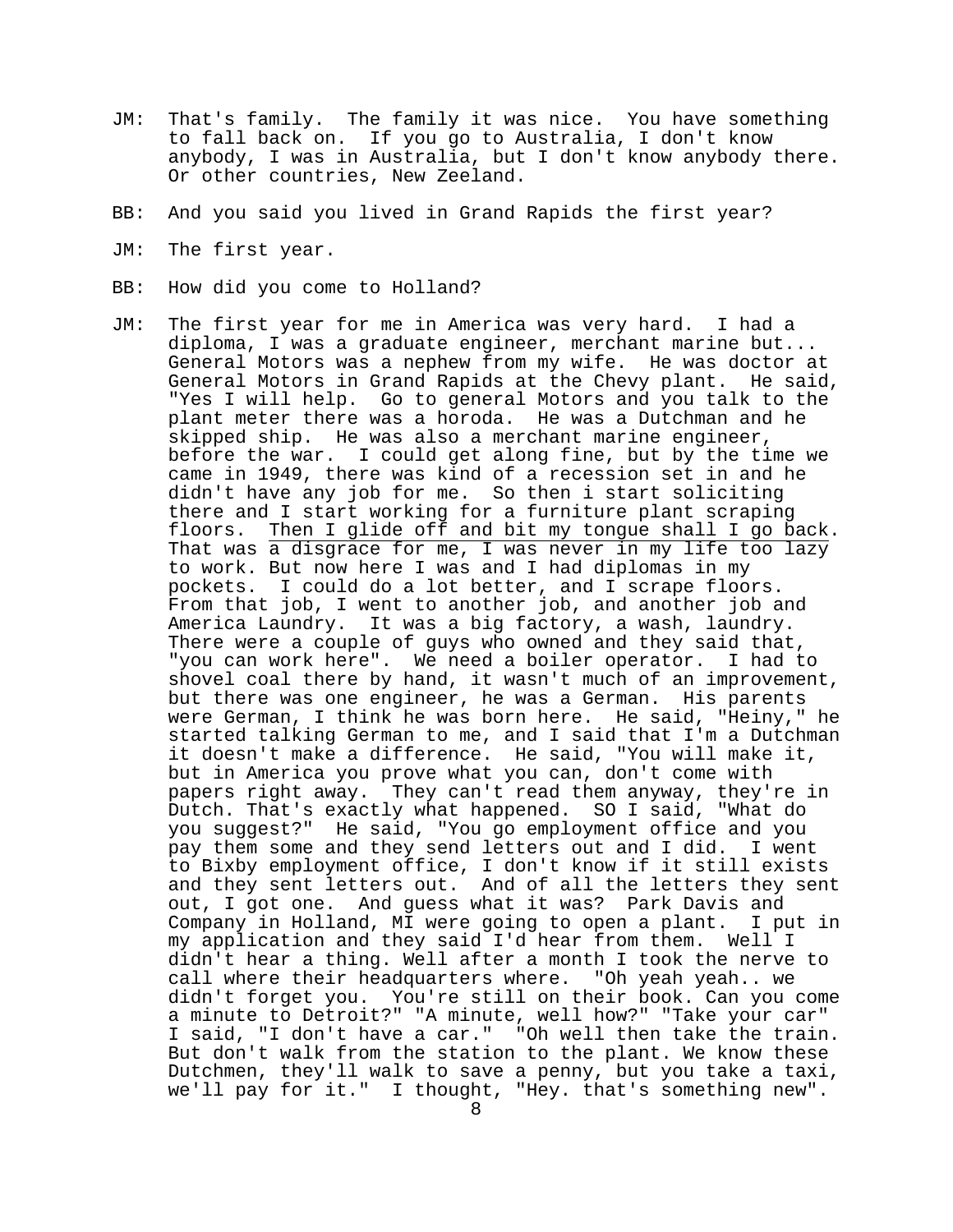JM: That's family. The family it was nice. You have something to fall back on. If you go to Australia, I don't know anybody, I was in Australia, but I don't know anybody there. Or other countries, New Zeeland.

BB: And you said you lived in Grand Rapids the first year?

JM: The first year.

BB: How did you come to Holland?

JM: The first year for me in America was very hard. I had a diploma, I was a graduate engineer, merchant marine but... General Motors was a nephew from my wife. He was doctor at General Motors in Grand Rapids at the Chevy plant. He said, "Yes I will help. Go to general Motors and you talk to the plant meter there was a horoda. He was a Dutchman and he skipped ship. He was also a merchant marine engineer, before the war. I could get along fine, but by the time we came in 1949, there was kind of a recession set in and he didn't have any job for me. So then i start soliciting there and I start working for a furniture plant scraping floors. <u>Then I glide off and bit my tongue shall I go back. That was a disgrace for me, I was never in my life too lazy</u> to work. But now here I was and I had diplomas in my pockets. I could do a lot better, and I scrape floors. From that job, I went to another job, and another job and America Laundry. It was a big factory, a wash, laundry. There were a couple of guys who owned and they said that, "you can work here". We need a boiler operator. I had to shovel coal there by hand, it wasn't much of an improvement, but there was one engineer, he was a German. His parents were German, I think he was born here. He said, "Heiny," he started talking German to me, and I said that I'm a Dutchman it doesn't make a difference. He said, "You will make it, but in America you prove what you can, don't come with papers right away. They can't read them anyway, they're in Dutch. That's exactly what happened. SO I said, "What do you suggest?" He said, "You go employment office and you pay them some and they send letters out and I did. I went to Bixby employment office, I don't know if it still exists and they sent letters out. And of all the letters they sent out, I got one. And guess what it was? Park Davis and Company in Holland, MI were going to open a plant. I put in my application and they said I'd hear from them. Well I didn't hear a thing. Well after a month I took the nerve to call where their headquarters where. "Oh yeah yeah.. we didn't forget you. You're still on their book. Can you come a minute to Detroit?" "A minute, well how?" "Take your car" I said, "I don't have a car." "Oh well then take the train. But don't walk from the station to the plant. We know these Dutchmen, they'll walk to save a penny, but you take a taxi, we'll pay for it." I thought, "Hey. that's something new".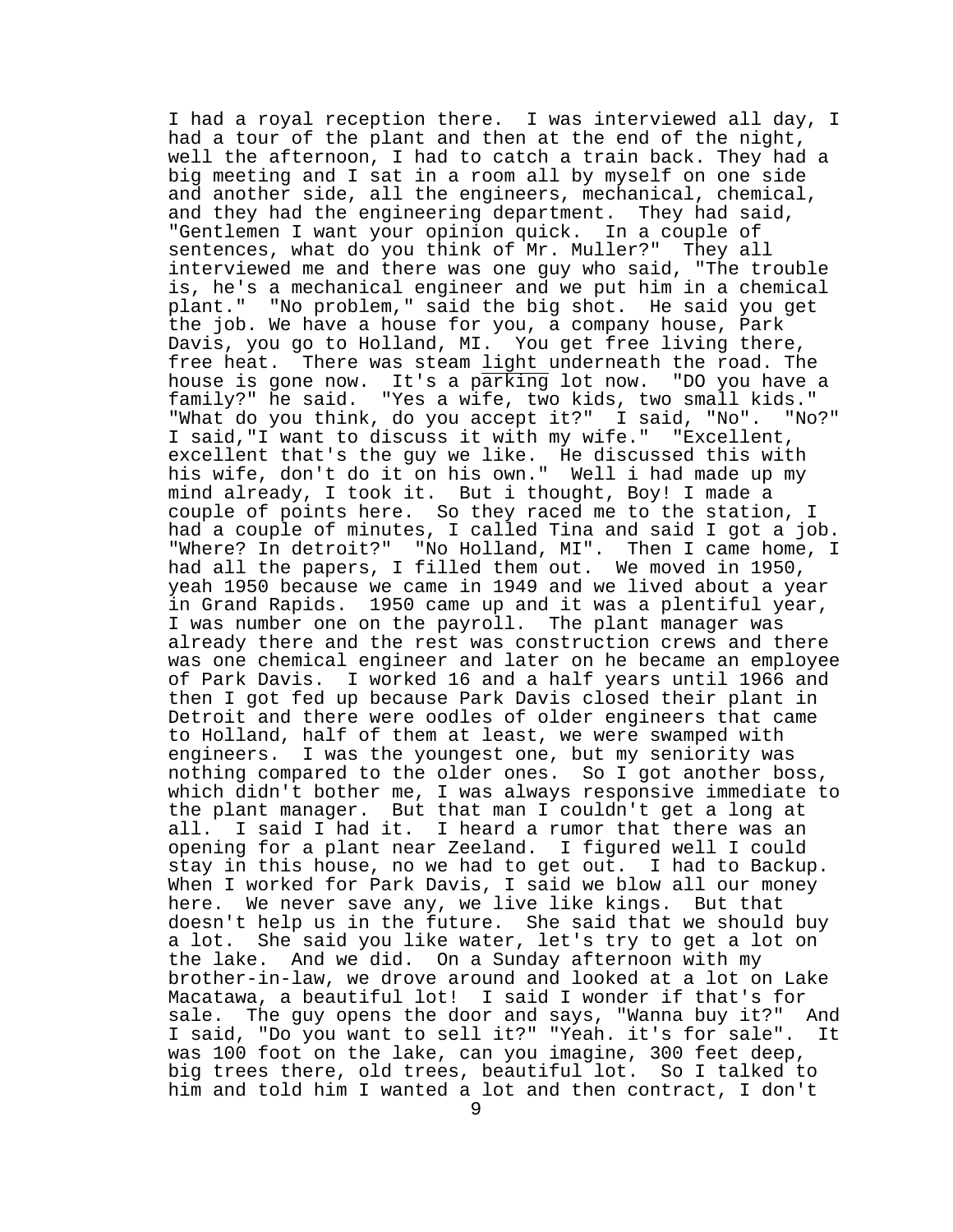I had a royal reception there. I was interviewed all day, I had a tour of the plant and then at the end of the night, well the afternoon, I had to catch a train back. They had a big meeting and I sat in a room all by myself on one side and another side, all the engineers, mechanical, chemical, and they had the engineering department. They had said, "Gentlemen I want your opinion quick. In a couple of sentences, what do you think of Mr. Muller?" They all interviewed me and there was one guy who said, "The trouble is, he's a mechanical engineer and we put him in a chemical plant." "No problem," said the big shot. He said you get the job. We have a house for you, a company house, Park Davis, you go to Holland, MI. You get free living there, free heat. There was steam light underneath the road. The house is gone now. It's a parking lot now. "DO you have a family?" he said. "Yes a wife, two kids, two small kids." "What do you think, do you accept it?" I said, "No". "No?" I said,"I want to discuss it with my wife." "Excellent, excellent that's the guy we like. He discussed this with his wife, don't do it on his own." Well i had made up my mind already, I took it. But i thought, Boy! I made a couple of points here. So they raced me to the station, I had a couple of minutes, I called Tina and said I got a job. "Where? In detroit?" "No Holland, MI". Then I came home, I had all the papers, I filled them out. We moved in 1950, yeah 1950 because we came in 1949 and we lived about a year in Grand Rapids. 1950 came up and it was a plentiful year, I was number one on the payroll. The plant manager was already there and the rest was construction crews and there was one chemical engineer and later on he became an employee of Park Davis. I worked 16 and a half years until 1966 and then I got fed up because Park Davis closed their plant in Detroit and there were oodles of older engineers that came to Holland, half of them at least, we were swamped with engineers. I was the youngest one, but my seniority was nothing compared to the older ones. So I got another boss, which didn't bother me, I was always responsive immediate to the plant manager. But that man I couldn't get a long at all. I said I had it. I heard a rumor that there was an opening for a plant near Zeeland. I figured well I could stay in this house, no we had to get out. I had to Backup. When I worked for Park Davis, I said we blow all our money here. We never save any, we live like kings. But that doesn't help us in the future. She said that we should buy a lot. She said you like water, let's try to get a lot on the lake. And we did. On a Sunday afternoon with my brother-in-law, we drove around and looked at a lot on Lake Macatawa, a beautiful lot! I said I wonder if that's for sale. The guy opens the door and says, "Wanna buy it?" And I said, "Do you want to sell it?" "Yeah. it's for sale". It was 100 foot on the lake, can you imagine, 300 feet deep, big trees there, old trees, beautiful lot. So I talked to him and told him I wanted a lot and then contract, I don't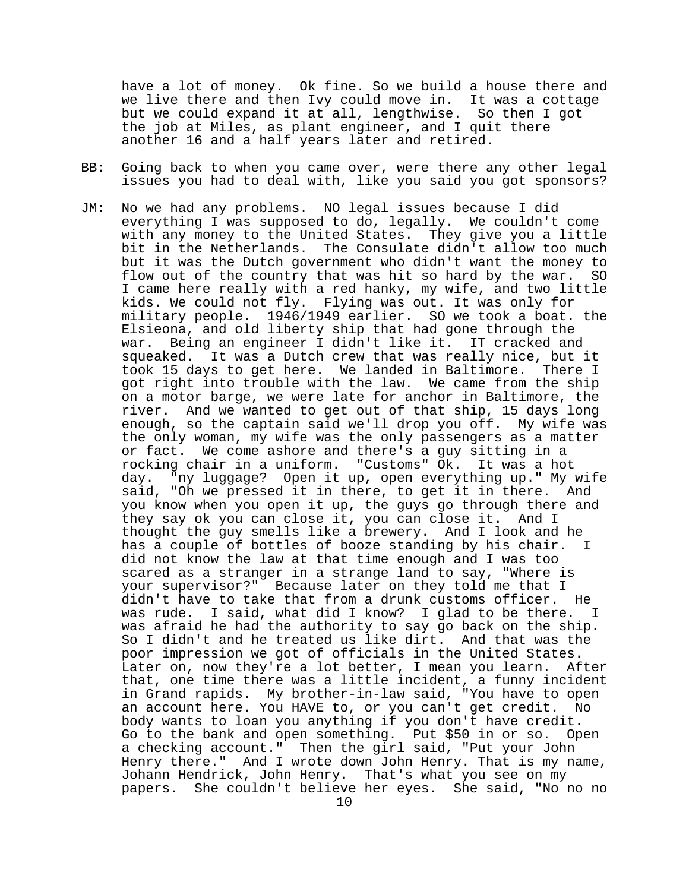have a lot of money. Ok fine. So we build a house there and we live there and then Ivy could move in. It was a cottage but we could expand it at all, lengthwise. So then I got the job at Miles, as plant engineer, and I quit there another 16 and a half years later and retired.

BB: Going back to when you came over, were there any other legal issues you had to deal with, like you said you got sponsors?

JM: No we had any problems. NO legal issues because I did everything I was supposed to do, legally. We couldn't come with any money to the United States. They give you a little bit in the Netherlands. The Consulate didn't allow too much but it was the Dutch government who didn't want the money to flow out of the country that was hit so hard by the war. SO I came here really with a red hanky, my wife, and two little kids. We could not fly. Flying was out. It was only for military people. 1946/1949 earlier. SO we took a boat. the Elsieona, and old liberty ship that had gone through the war. Being an engineer I didn't like it. IT cracked and squeaked. It was a Dutch crew that was really nice, but it took 15 days to get here. We landed in Baltimore. There I got right into trouble with the law. We came from the ship on a motor barge, we were late for anchor in Baltimore, the river. And we wanted to get out of that ship, 15 days long enough, so the captain said we'll drop you off. My wife was the only woman, my wife was the only passengers as a matter or fact. We come ashore and there's a guy sitting in a rocking chair in a uniform. "Customs" Ok. It was a hot day. "ny luggage? Open it up, open everything up." My wife said, "Oh we pressed it in there, to get it in there. And you know when you open it up, the guys go through there and they say ok you can close it, you can close it. And I thought the guy smells like a brewery. And I look and he has a couple of bottles of booze standing by his chair. I did not know the law at that time enough and I was too scared as a stranger in a strange land to say, "Where is your supervisor?" Because later on they told me that I didn't have to take that from a drunk customs officer. He was rude. I said, what did I know? I glad to be there. I was afraid he had the authority to say go back on the ship. So I didn't and he treated us like dirt. And that was the poor impression we got of officials in the United States. Later on, now they're a lot better, I mean you learn. After that, one time there was a little incident, a funny incident in Grand rapids. My brother-in-law said, "You have to open an account here. You HAVE to, or you can't get credit. No body wants to loan you anything if you don't have credit. Go to the bank and open something. Put $50 in or so. Open a checking account." Then the girl said, "Put your John Henry there." And I wrote down John Henry. That is my name, Johann Hendrick, John Henry. That's what you see on my papers. She couldn't believe her eyes. She said, "No no no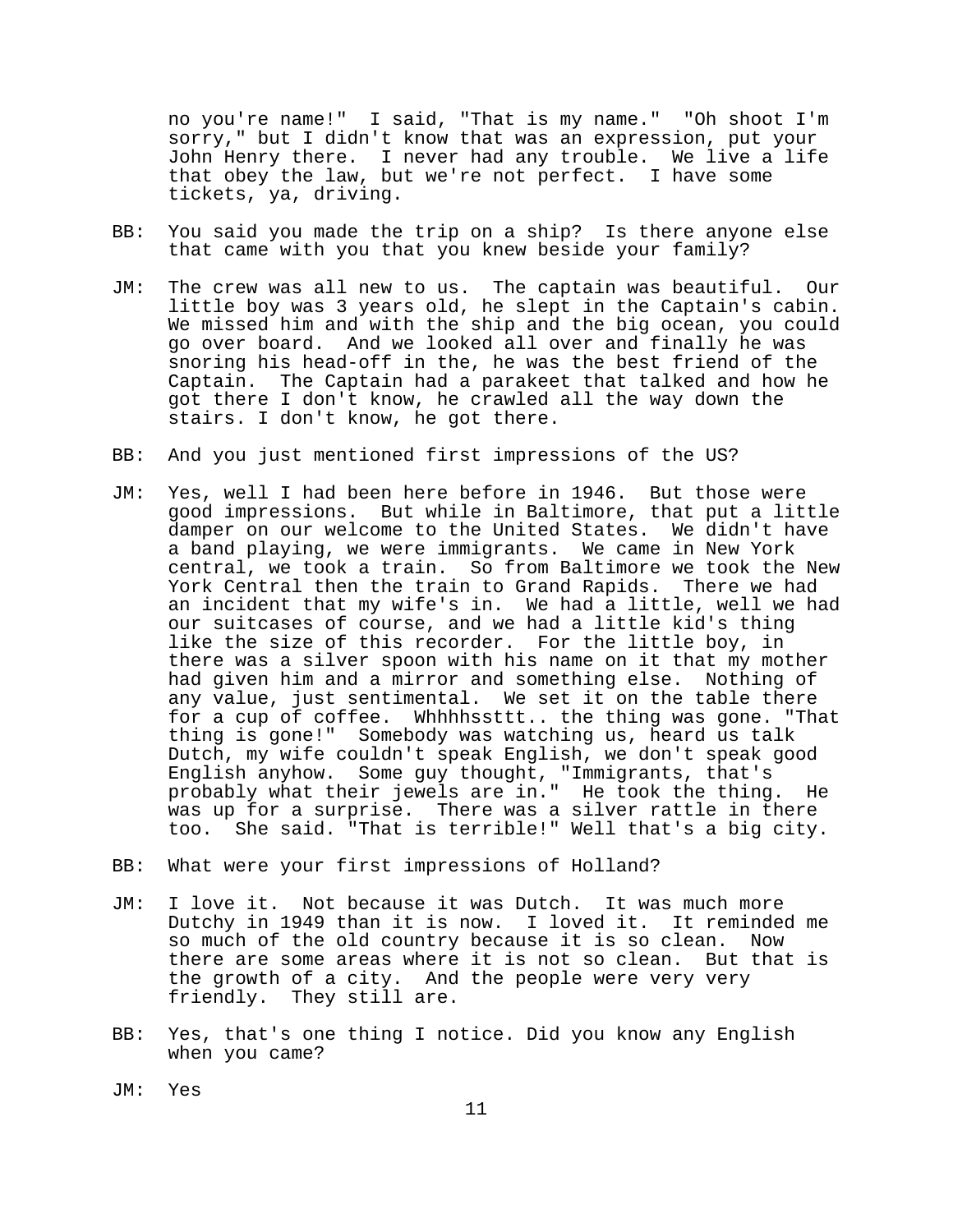no you're name!" I said, "That is my name." "Oh shoot I'm sorry," but I didn't know that was an expression, put your John Henry there. I never had any trouble. We live a life that obey the law, but we're not perfect. I have some tickets, ya, driving.

BB: You said you made the trip on a ship? Is there anyone else that came with you that you knew beside your family?

JM: The crew was all new to us. The captain was beautiful. Our little boy was 3 years old, he slept in the Captain's cabin. We missed him and with the ship and the big ocean, you could go over board. And we looked all over and finally he was snoring his head-off in the, he was the best friend of the Captain. The Captain had a parakeet that talked and how he got there I don't know, he crawled all the way down the stairs. I don't know, he got there.

BB: And you just mentioned first impressions of the US?

JM: Yes, well I had been here before in 1946. But those were good impressions. But while in Baltimore, that put a little damper on our welcome to the United States. We didn't have a band playing, we were immigrants. We came in New York central, we took a train. So from Baltimore we took the New York Central then the train to Grand Rapids. There we had an incident that my wife's in. We had a little, well we had our suitcases of course, and we had a little kid's thing like the size of this recorder. For the little boy, in there was a silver spoon with his name on it that my mother had given him and a mirror and something else. Nothing of any value, just sentimental. We set it on the table there for a cup of coffee. Whhhhssttt.. the thing was gone. "That thing is gone!" Somebody was watching us, heard us talk Dutch, my wife couldn't speak English, we don't speak good English anyhow. Some guy thought, "Immigrants, that's probably what their jewels are in." He took the thing. He was up for a surprise. There was a silver rattle in there too. She said. "That is terrible!" Well that's a big city.

BB: What were your first impressions of Holland?

JM: I love it. Not because it was Dutch. It was much more Dutchy in 1949 than it is now. I loved it. It reminded me so much of the old country because it is so clean. Now there are some areas where it is not so clean. But that is the growth of a city. And the people were very very friendly. They still are.

BB: Yes, that's one thing I notice. Did you know any English when you came?

JM: Yes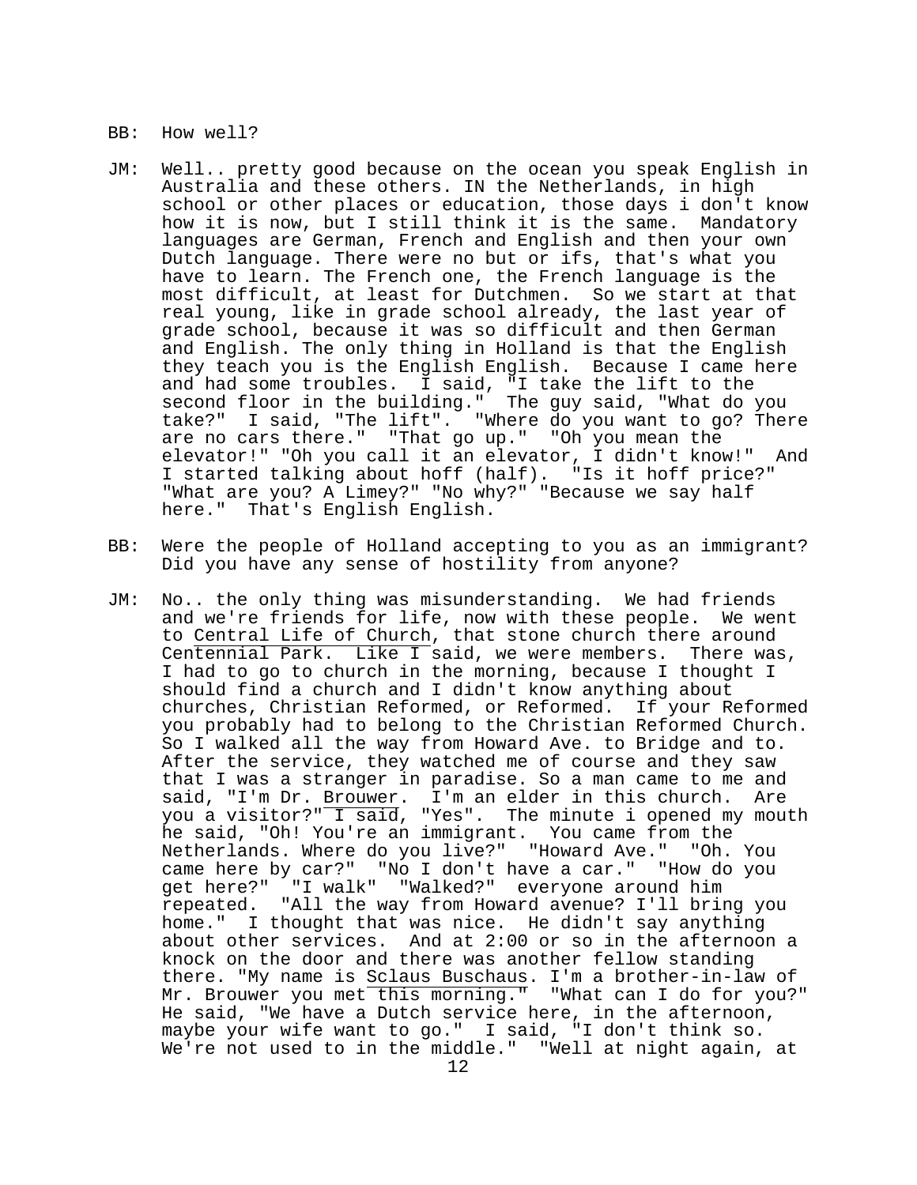BB: How well?

JM: Well.. pretty good because on the ocean you speak English in Australia and these others. IN the Netherlands, in high school or other places or education, those days i don't know how it is now, but I still think it is the same. Mandatory languages are German, French and English and then your own Dutch language. There were no but or ifs, that's what you have to learn. The French one, the French language is the most difficult, at least for Dutchmen. So we start at that real young, like in grade school already, the last year of grade school, because it was so difficult and then German and English. The only thing in Holland is that the English they teach you is the English English. Because I came here and had some troubles. I said, "I take the lift to the second floor in the building." The guy said, "What do you take?" I said, "The lift". "Where do you want to go? There are no cars there." "That go up." "Oh you mean the elevator!" "Oh you call it an elevator, I didn't know!" And I started talking about hoff (half). "Is it hoff price?" "What are you? A Limey?" "No why?" "Because we say half here." That's English English.

BB: Were the people of Holland accepting to you as an immigrant? Did you have any sense of hostility from anyone?

JM: No.. the only thing was misunderstanding. We had friends and we're friends for life, now with these people. We went to <u>Central Life of Church</u>, that stone church there around Centennial Park. Like I said, we were members. There was, I had to go to church in the morning, because I thought I should find a church and I didn't know anything about churches, Christian Reformed, or Reformed. If your Reformed you probably had to belong to the Christian Reformed Church. So I walked all the way from Howard Ave. to Bridge and to. After the service, they watched me of course and they saw that I was a stranger in paradise. So a man came to me and said, "I'm Dr. <u>Brouwer</u>. I'm an elder in this church. Are you a visitor?" I said, "Yes". The minute i opened my mouth he said, "Oh! You're an immigrant. You came from the Netherlands. Where do you live?" "Howard Ave." "Oh. You came here by car?" "No I don't have a car." "How do you get here?" "I walk" "Walked?" everyone around him repeated. "All the way from Howard avenue? I'll bring you home." I thought that was nice. He didn't say anything about other services. And at 2:00 or so in the afternoon a knock on the door and there was another fellow standing there. "My name is <u>Sclaus Buschaus</u>. I'm a brother-in-law of Mr. Brouwer you met this morning." "What can I do for you?" He said, "We have a Dutch service here, in the afternoon, maybe your wife want to go." I said, "I don't think so. We're not used to in the middle." "Well at night again, at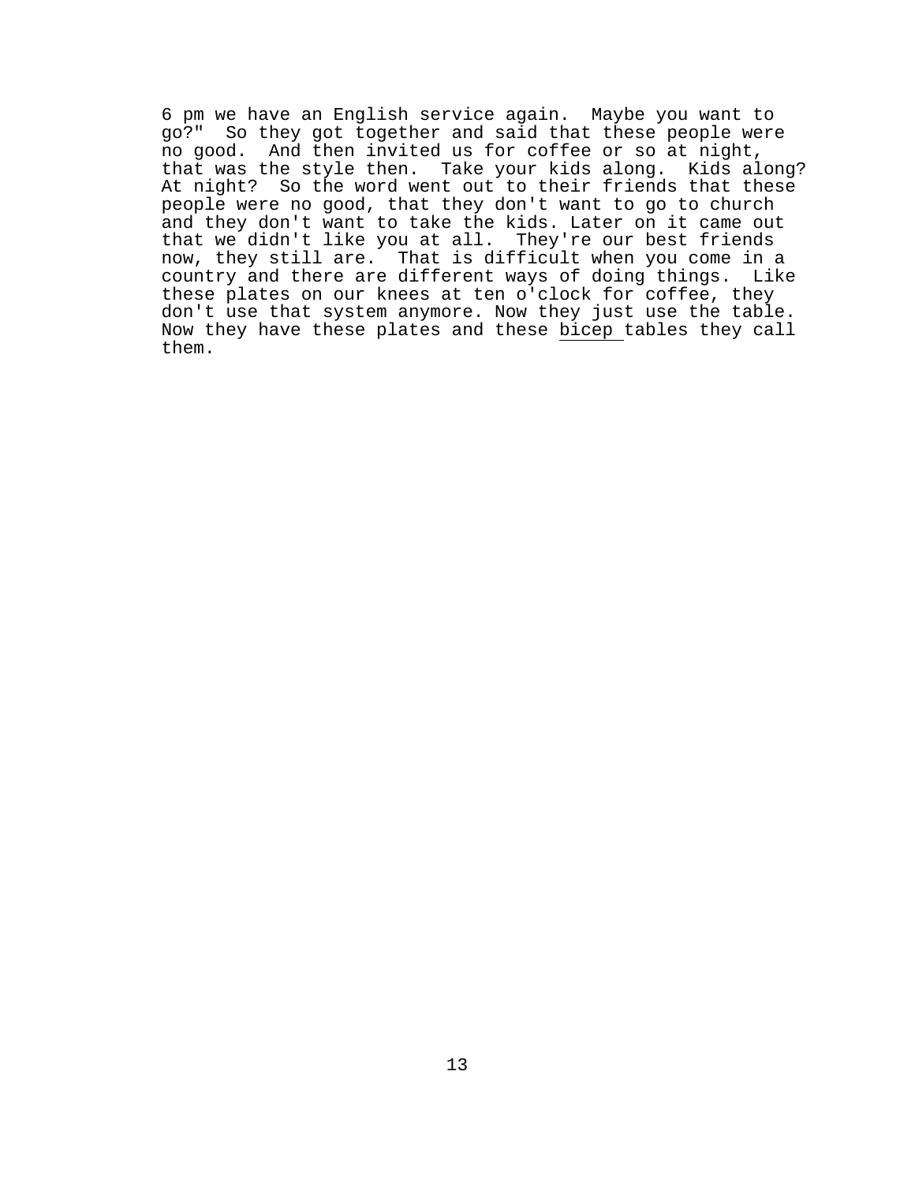6 pm we have an English service again. Maybe you want to go?" So they got together and said that these people were no good. And then invited us for coffee or so at night, that was the style then. Take your kids along. Kids along? At night? So the word went out to their friends that these people were no good, that they don't want to go to church and they don't want to take the kids. Later on it came out that we didn't like you at all. They're our best friends now, they still are. That is difficult when you come in a country and there are different ways of doing things. Like these plates on our knees at ten o'clock for coffee, they don't use that system anymore. Now they just use the table. Now they have these plates and these <u>bicep</u> tables they call them.